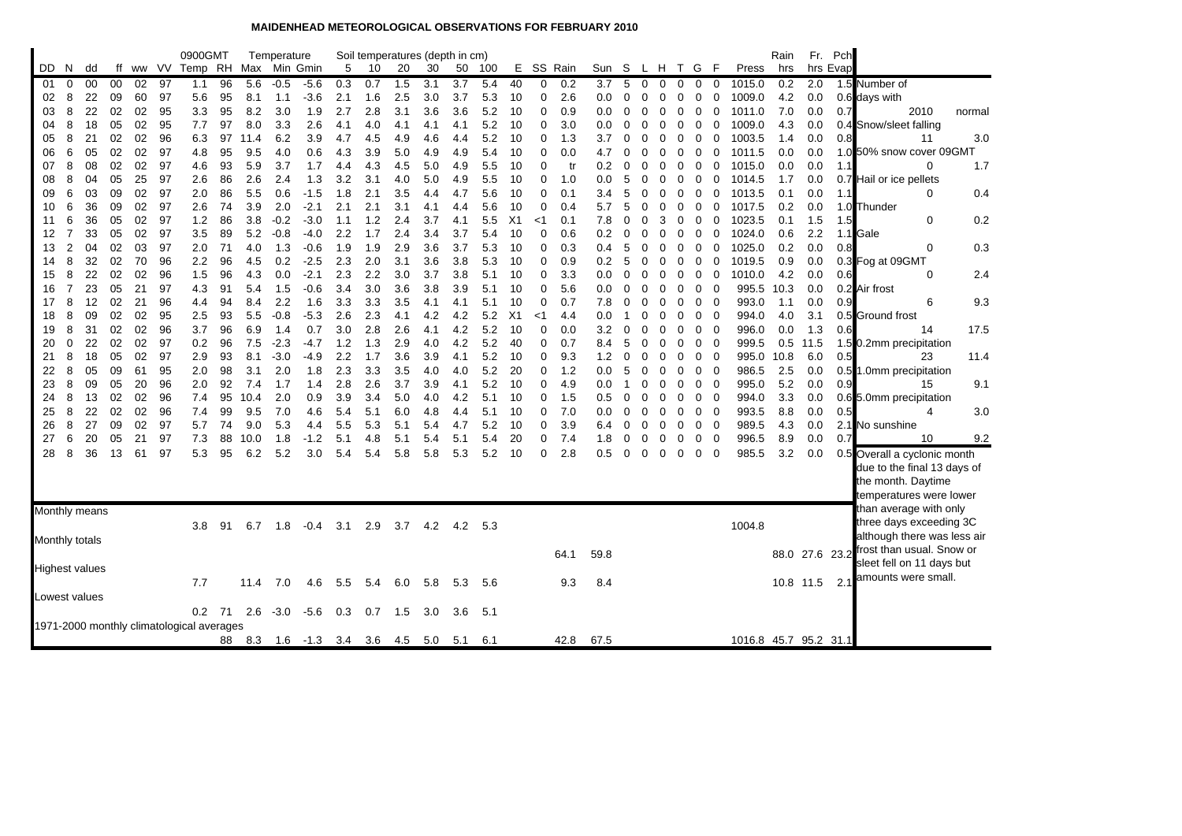# MAIDENHEAD METEOROLOGICAL OBSERVATIONS FOR FEBRUARY 2010

| DD | N | dd | ff | ww | VV | 0900GMT Temp | RH | Temperature Max | Min | Gmin | Soil temperatures (depth in cm) 5 | 10 | 20 | 30 | 50 | 100 | E | SS | Rain | Sun | S | L | H | T | G | F | Press | Rain hrs | Fr. hrs | Pch Evap |
|---|---|---|---|---|---|---|---|---|---|---|---|---|---|---|---|---|---|---|---|---|---|---|---|---|---|---|---|---|---|---|
| 01 | 0 | 00 | 00 | 02 | 97 | 1.1 | 96 | 5.6 | -0.5 | -5.6 | 0.3 | 0.7 | 1.5 | 3.1 | 3.7 | 5.4 | 40 | 0 | 0.2 | 3.7 | 5 | 0 | 0 | 0 | 0 | 0 | 1015.0 | 0.2 | 2.0 | 1.5 |
| 02 | 8 | 22 | 09 | 60 | 97 | 5.6 | 95 | 8.1 | 1.1 | -3.6 | 2.1 | 1.6 | 2.5 | 3.0 | 3.7 | 5.3 | 10 | 0 | 2.6 | 0.0 | 0 | 0 | 0 | 0 | 0 | 0 | 1009.0 | 4.2 | 0.0 | 0.6 |
| 03 | 8 | 22 | 02 | 02 | 95 | 3.3 | 95 | 8.2 | 3.0 | 1.9 | 2.7 | 2.8 | 3.1 | 3.6 | 3.6 | 5.2 | 10 | 0 | 0.9 | 0.0 | 0 | 0 | 0 | 0 | 0 | 0 | 1011.0 | 7.0 | 0.0 | 0.7 |
| 04 | 8 | 18 | 05 | 02 | 95 | 7.7 | 97 | 8.0 | 3.3 | 2.6 | 4.1 | 4.0 | 4.1 | 4.1 | 4.1 | 5.2 | 10 | 0 | 3.0 | 0.0 | 0 | 0 | 0 | 0 | 0 | 0 | 1009.0 | 4.3 | 0.0 | 0.4 |
| 05 | 8 | 21 | 02 | 02 | 96 | 6.3 | 97 | 11.4 | 6.2 | 3.9 | 4.7 | 4.5 | 4.9 | 4.6 | 4.4 | 5.2 | 10 | 0 | 1.3 | 3.7 | 0 | 0 | 0 | 0 | 0 | 0 | 1003.5 | 1.4 | 0.0 | 0.8 |
| 06 | 6 | 05 | 02 | 02 | 97 | 4.8 | 95 | 9.5 | 4.0 | 0.6 | 4.3 | 3.9 | 5.0 | 4.9 | 4.9 | 5.4 | 10 | 0 | 0.0 | 4.7 | 0 | 0 | 0 | 0 | 0 | 0 | 1011.5 | 0.0 | 0.0 | 1.0 |
| 07 | 8 | 08 | 02 | 02 | 97 | 4.6 | 93 | 5.9 | 3.7 | 1.7 | 4.4 | 4.3 | 4.5 | 5.0 | 4.9 | 5.5 | 10 | 0 | tr | 0.2 | 0 | 0 | 0 | 0 | 0 | 0 | 1015.0 | 0.0 | 0.0 | 1.1 |
| 08 | 8 | 04 | 05 | 25 | 97 | 2.6 | 86 | 2.6 | 2.4 | 1.3 | 3.2 | 3.1 | 4.0 | 5.0 | 4.9 | 5.5 | 10 | 0 | 1.0 | 0.0 | 5 | 0 | 0 | 0 | 0 | 0 | 1014.5 | 1.7 | 0.0 | 0.7 |
| 09 | 6 | 03 | 09 | 02 | 97 | 2.0 | 86 | 5.5 | 0.6 | -1.5 | 1.8 | 2.1 | 3.5 | 4.4 | 4.7 | 5.6 | 10 | 0 | 0.1 | 3.4 | 5 | 0 | 0 | 0 | 0 | 0 | 1013.5 | 0.1 | 0.0 | 1.1 |
| 10 | 6 | 36 | 09 | 02 | 97 | 2.6 | 74 | 3.9 | 2.0 | -2.1 | 2.1 | 2.1 | 3.1 | 4.1 | 4.4 | 5.6 | 10 | 0 | 0.4 | 5.7 | 5 | 0 | 0 | 0 | 0 | 0 | 1017.5 | 0.2 | 0.0 | 1.0 |
| 11 | 6 | 36 | 05 | 02 | 97 | 1.2 | 86 | 3.8 | -0.2 | -3.0 | 1.1 | 1.2 | 2.4 | 3.7 | 4.1 | 5.5 | X1 | <1 | 0.1 | 7.8 | 0 | 0 | 3 | 0 | 0 | 0 | 1023.5 | 0.1 | 1.5 | 1.5 |
| 12 | 7 | 33 | 05 | 02 | 97 | 3.5 | 89 | 5.2 | -0.8 | -4.0 | 2.2 | 1.7 | 2.4 | 3.4 | 3.7 | 5.4 | 10 | 0 | 0.6 | 0.2 | 0 | 0 | 0 | 0 | 0 | 0 | 1024.0 | 0.6 | 2.2 | 1.1 |
| 13 | 2 | 04 | 02 | 03 | 97 | 2.0 | 71 | 4.0 | 1.3 | -0.6 | 1.9 | 1.9 | 2.9 | 3.6 | 3.7 | 5.3 | 10 | 0 | 0.3 | 0.4 | 5 | 0 | 0 | 0 | 0 | 0 | 1025.0 | 0.2 | 0.0 | 0.8 |
| 14 | 8 | 32 | 02 | 70 | 96 | 2.2 | 96 | 4.5 | 0.2 | -2.5 | 2.3 | 2.0 | 3.1 | 3.6 | 3.8 | 5.3 | 10 | 0 | 0.9 | 0.2 | 5 | 0 | 0 | 0 | 0 | 0 | 1019.5 | 0.9 | 0.0 | 0.3 |
| 15 | 8 | 22 | 02 | 02 | 96 | 1.5 | 96 | 4.3 | 0.0 | -2.1 | 2.3 | 2.2 | 3.0 | 3.7 | 3.8 | 5.1 | 10 | 0 | 3.3 | 0.0 | 0 | 0 | 0 | 0 | 0 | 0 | 1010.0 | 4.2 | 0.0 | 0.6 |
| 16 | 7 | 23 | 05 | 21 | 97 | 4.3 | 91 | 5.4 | 1.5 | -0.6 | 3.4 | 3.0 | 3.6 | 3.8 | 3.9 | 5.1 | 10 | 0 | 5.6 | 0.0 | 0 | 0 | 0 | 0 | 0 | 0 | 995.5 | 10.3 | 0.0 | 0.2 |
| 17 | 8 | 12 | 02 | 21 | 96 | 4.4 | 94 | 8.4 | 2.2 | 1.6 | 3.3 | 3.3 | 3.5 | 4.1 | 4.1 | 5.1 | 10 | 0 | 0.7 | 7.8 | 0 | 0 | 0 | 0 | 0 | 0 | 993.0 | 1.1 | 0.0 | 0.9 |
| 18 | 8 | 09 | 02 | 02 | 95 | 2.5 | 93 | 5.5 | -0.8 | -5.3 | 2.6 | 2.3 | 4.1 | 4.2 | 4.2 | 5.2 | X1 | <1 | 4.4 | 0.0 | 1 | 0 | 0 | 0 | 0 | 0 | 994.0 | 4.0 | 3.1 | 0.5 |
| 19 | 8 | 31 | 02 | 02 | 96 | 3.7 | 96 | 6.9 | 1.4 | 0.7 | 3.0 | 2.8 | 2.6 | 4.1 | 4.2 | 5.2 | 10 | 0 | 0.0 | 3.2 | 0 | 0 | 0 | 0 | 0 | 0 | 996.0 | 0.0 | 1.3 | 0.6 |
| 20 | 0 | 22 | 02 | 02 | 97 | 0.2 | 96 | 7.5 | -2.3 | -4.7 | 1.2 | 1.3 | 2.9 | 4.0 | 4.2 | 5.2 | 40 | 0 | 0.7 | 8.4 | 5 | 0 | 0 | 0 | 0 | 0 | 999.5 | 0.5 | 11.5 | 1.5 |
| 21 | 8 | 18 | 05 | 02 | 97 | 2.9 | 93 | 8.1 | -3.0 | -4.9 | 2.2 | 1.7 | 3.6 | 3.9 | 4.1 | 5.2 | 10 | 0 | 9.3 | 1.2 | 0 | 0 | 0 | 0 | 0 | 0 | 995.0 | 10.8 | 6.0 | 0.5 |
| 22 | 8 | 05 | 09 | 61 | 95 | 2.0 | 98 | 3.1 | 2.0 | 1.8 | 2.3 | 3.3 | 3.5 | 4.0 | 4.0 | 5.2 | 20 | 0 | 1.2 | 0.0 | 5 | 0 | 0 | 0 | 0 | 0 | 986.5 | 2.5 | 0.0 | 0.5 |
| 23 | 8 | 09 | 05 | 20 | 96 | 2.0 | 92 | 7.4 | 1.7 | 1.4 | 2.8 | 2.6 | 3.7 | 3.9 | 4.1 | 5.2 | 10 | 0 | 4.9 | 0.0 | 1 | 0 | 0 | 0 | 0 | 0 | 995.0 | 5.2 | 0.0 | 0.9 |
| 24 | 8 | 13 | 02 | 02 | 96 | 7.4 | 95 | 10.4 | 2.0 | 0.9 | 3.9 | 3.4 | 5.0 | 4.0 | 4.2 | 5.1 | 10 | 0 | 1.5 | 0.5 | 0 | 0 | 0 | 0 | 0 | 0 | 994.0 | 3.3 | 0.0 | 0.6 |
| 25 | 8 | 22 | 02 | 02 | 96 | 7.4 | 99 | 9.5 | 7.0 | 4.6 | 5.4 | 5.1 | 6.0 | 4.8 | 4.4 | 5.1 | 10 | 0 | 7.0 | 0.0 | 0 | 0 | 0 | 0 | 0 | 0 | 993.5 | 8.8 | 0.0 | 0.5 |
| 26 | 8 | 27 | 09 | 02 | 97 | 5.7 | 74 | 9.0 | 5.3 | 4.4 | 5.5 | 5.3 | 5.1 | 5.4 | 4.7 | 5.2 | 10 | 0 | 3.9 | 6.4 | 0 | 0 | 0 | 0 | 0 | 0 | 989.5 | 4.3 | 0.0 | 2.1 |
| 27 | 6 | 20 | 05 | 21 | 97 | 7.3 | 88 | 10.0 | 1.8 | -1.2 | 5.1 | 4.8 | 5.1 | 5.4 | 5.1 | 5.4 | 20 | 0 | 7.4 | 1.8 | 0 | 0 | 0 | 0 | 0 | 0 | 996.5 | 8.9 | 0.0 | 0.7 |
| 28 | 8 | 36 | 13 | 61 | 97 | 5.3 | 95 | 6.2 | 5.2 | 3.0 | 5.4 | 5.4 | 5.8 | 5.8 | 5.3 | 5.2 | 10 | 0 | 2.8 | 0.5 | 0 | 0 | 0 | 0 | 0 | 0 | 985.5 | 3.2 | 0.0 | 0.5 |
| Monthly means | | | | | | 3.8 | 91 | 6.7 | 1.8 | -0.4 | 3.1 | 2.9 | 3.7 | 4.2 | 4.2 | 5.3 | | | | | | | | | | | 1004.8 | | | |
| Monthly totals | | | | | | | | | | | | | | | | | | | 64.1 | 59.8 | | | | | | | | 88.0 | 27.6 | 23.2 |
| Highest values | | | | | | 7.7 | | 11.4 | 7.0 | 4.6 | 5.5 | 5.4 | 6.0 | 5.8 | 5.3 | 5.6 | | | 9.3 | 8.4 | | | | | | | | 10.8 | 11.5 | 2.1 |
| Lowest values | | | | | | 0.2 | 71 | 2.6 | -3.0 | -5.6 | 0.3 | 0.7 | 1.5 | 3.0 | 3.6 | 5.1 | | | | | | | | | | | | | | |
| 1971-2000 monthly climatological averages | | | | | | | 88 | 8.3 | 1.6 | -1.3 | 3.4 | 3.6 | 4.5 | 5.0 | 5.1 | 6.1 | | | 42.8 | 67.5 | | | | | | | 1016.8 | 45.7 | 95.2 | 31.1 |

| Number of days with | 2010 | normal |
|---|---|---|
| Snow/sleet falling | 11 | 3.0 |
| 50% snow cover 09GMT | 0 | 1.7 |
| Hail or ice pellets | 0 | 0.4 |
| Thunder | 0 | 0.2 |
| Gale | 0 | 0.3 |
| Fog at 09GMT | 0 | 2.4 |
| Air frost | 6 | 9.3 |
| Ground frost | 14 | 17.5 |
| 0.2mm precipitation | 23 | 11.4 |
| 1.0mm precipitation | 15 | 9.1 |
| 5.0mm precipitation | 4 | 3.0 |
| No sunshine | 10 | 9.2 |

Overall a cyclonic month due to the final 13 days of the month. Daytime temperatures were lower than average with only three days exceeding 3C although there was less air frost than usual. Snow or sleet fell on 11 days but amounts were small.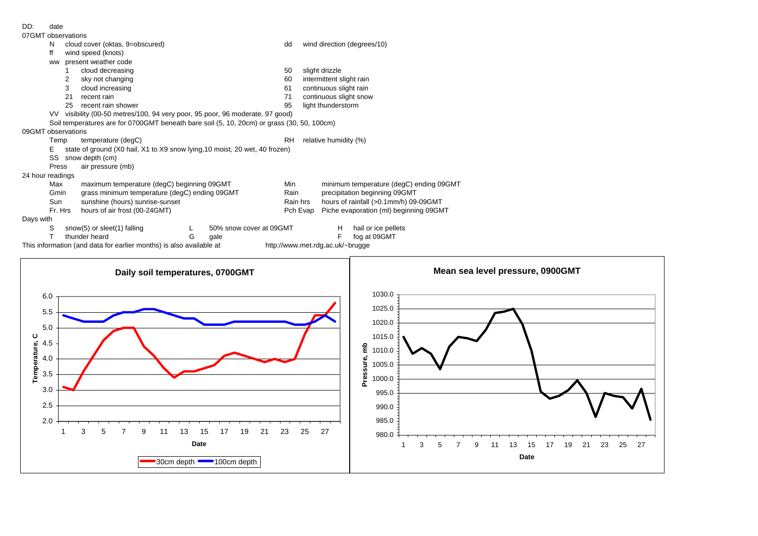DD: date

07GMT observations

- N cloud cover (oktas, 9=obscured)
- dd wind direction (degrees/10)
- ff wind speed (knots)
- ww present weather code
  - 1 cloud decreasing
  - 2 sky not changing
  - 3 cloud increasing
  - 21 recent rain
  - 25 recent rain shower
  - 50 slight drizzle
  - 60 intermittent slight rain
  - 61 continuous slight rain
  - 71 continuous slight snow
  - 95 light thunderstorm
- VV visibility (00-50 metres/100, 94 very poor, 95 poor, 96 moderate, 97 good)
- Soil temperatures are for 0700GMT beneath bare soil (5, 10, 20cm) or grass (30, 50, 100cm)

09GMT observations

- Temp temperature (degC)
- RH relative humidity (%)
- E state of ground (X0 hail, X1 to X9 snow lying,10 moist, 20 wet, 40 frozen)
- SS snow depth (cm)
- Press air pressure (mb)

24 hour readings

- Max maximum temperature (degC) beginning 09GMT
- Min minimum temperature (degC) ending 09GMT
- Gmin grass minimum temperature (degC) ending 09GMT
- Rain precipitation beginning 09GMT
- Sun sunshine (hours) sunrise-sunset
- Rain hrs hours of rainfall (>0.1mm/h) 09-09GMT
- Fr. Hrs hours of air frost (00-24GMT)
- Pch Evap Piche evaporation (ml) beginning 09GMT

Days with

- S snow(5) or sleet(1) falling
- L 50% snow cover at 09GMT
- H hail or ice pellets
- T thunder heard
- G gale
- F fog at 09GMT

This information (and data for earlier months) is also available at http://www.met.rdg.ac.uk/~brugge

**Daily soil temperatures, 0700GMT**

**Mean sea level pressure, 0900GMT**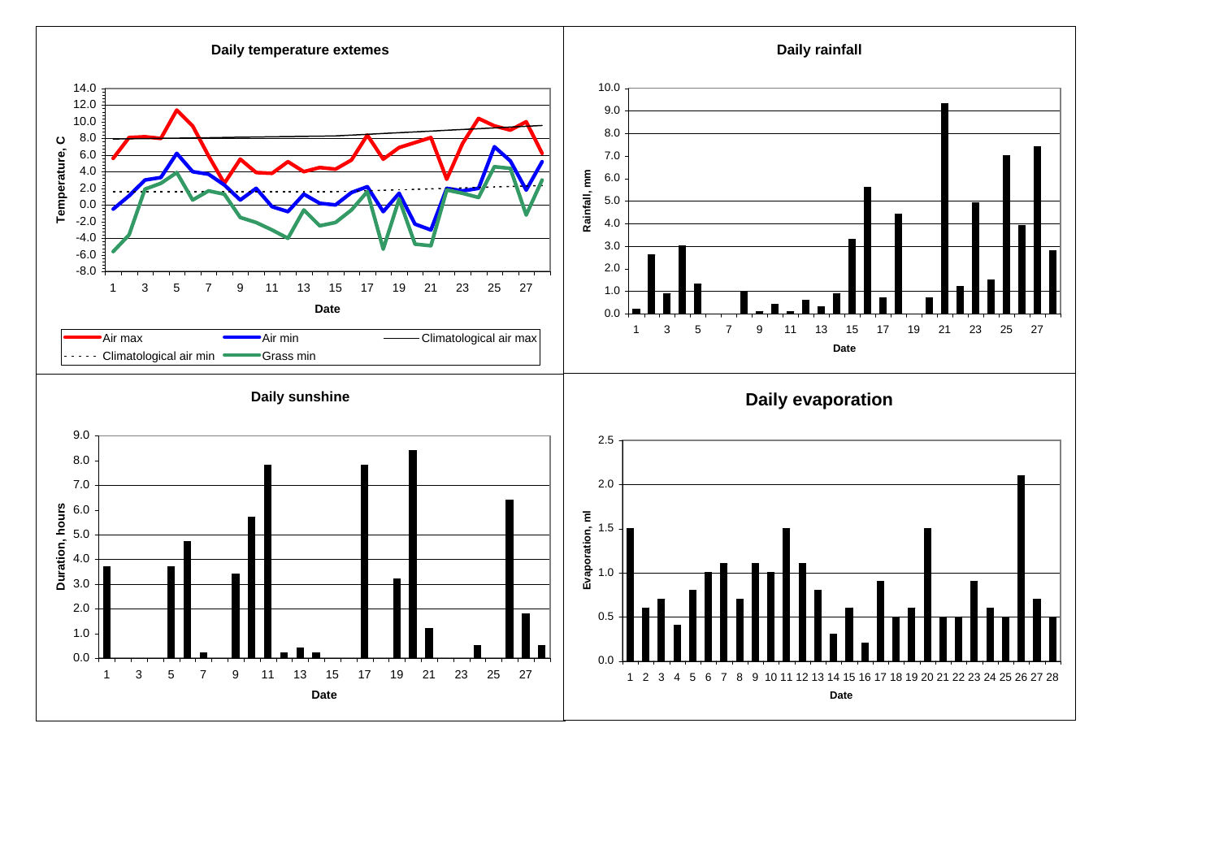**Daily temperature extemes**

Temperature, C

14.0
12.0
10.0
8.0
6.0
4.0
2.0
0.0
-2.0
-4.0
-6.0
-8.0

1 3 5 7 9 11 13 15 17 19 21 23 25 27

Date

Air max
Air min
Climatological air max
Climatological air min
Grass min

**Daily rainfall**

Rainfall, mm

10.0
9.0
8.0
7.0
6.0
5.0
4.0
3.0
2.0
1.0
0.0

1 3 5 7 9 11 13 15 17 19 21 23 25 27

Date

**Daily sunshine**

Duration, hours

9.0
8.0
7.0
6.0
5.0
4.0
3.0
2.0
1.0
0.0

1 3 5 7 9 11 13 15 17 19 21 23 25 27

Date

**Daily evaporation**

Evaporation, ml

2.5
2.0
1.5
1.0
0.5
0.0

1 2 3 4 5 6 7 8 9 10 11 12 13 14 15 16 17 18 19 20 21 22 23 24 25 26 27 28

Date